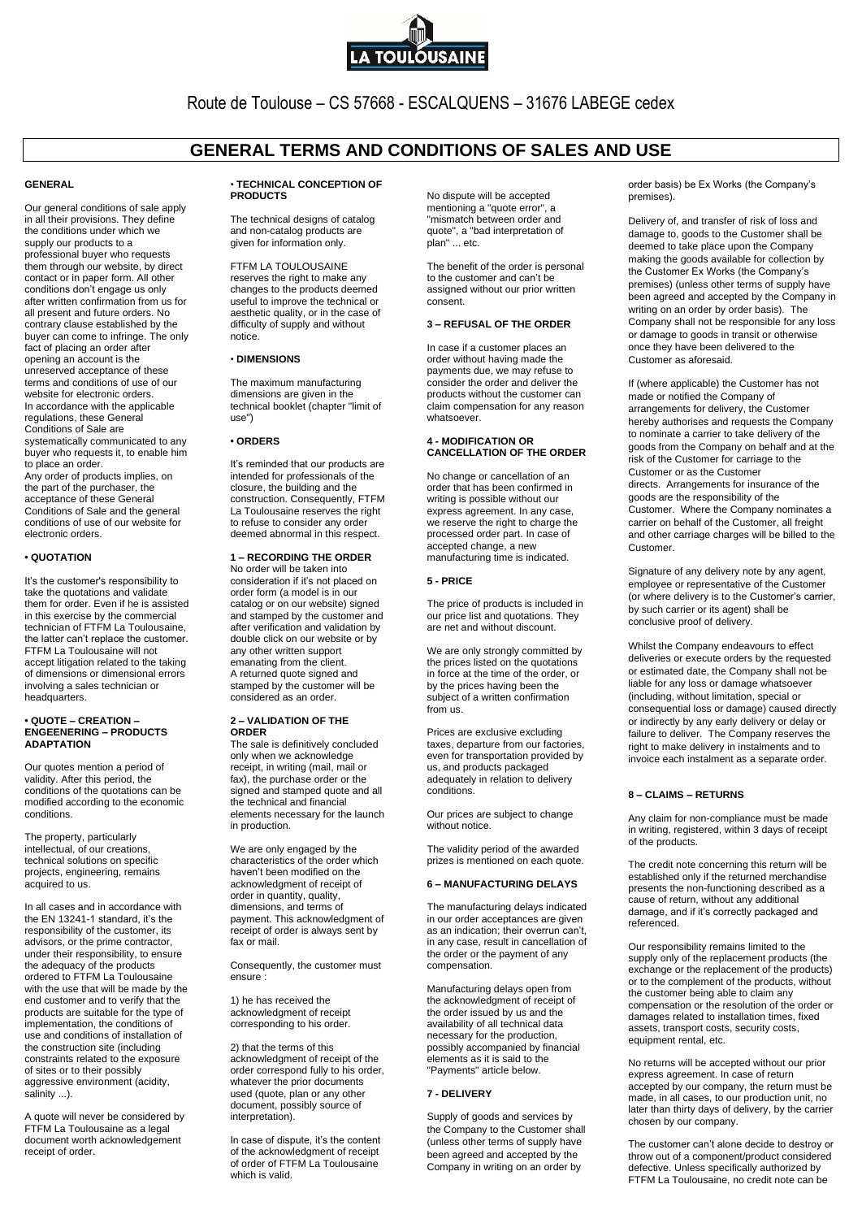Route de Toulouse – CS 57668 - ESCALQUENS – 31676 LABEGE cedex

# GENERAL TERMS AND CONDITIONS OF SALES AND USE

## GENERAL

Our general conditions of sale apply in all their provisions. They define the conditions under which we supply our products to a professional buyer who requests them through our website, by direct contact or in paper form. All other conditions don't engage us only after written confirmation from us for all present and future orders. No contrary clause established by the buyer can come to infringe. The only fact of placing an order after opening an account is the unreserved acceptance of these terms and conditions of use of our website for electronic orders.
In accordance with the applicable regulations, these General Conditions of Sale are systematically communicated to any buyer who requests it, to enable him to place an order.
Any order of products implies, on the part of the purchaser, the acceptance of these General Conditions of Sale and the general conditions of use of our website for electronic orders.

## • QUOTATION

It's the customer's responsibility to take the quotations and validate them for order. Even if he is assisted in this exercise by the commercial technician of FTFM La Toulousaine, the latter can't replace the customer. FTFM La Toulousaine will not accept litigation related to the taking of dimensions or dimensional errors involving a sales technician or headquarters.

## • QUOTE – CREATION – ENGEENERING – PRODUCTS ADAPTATION

Our quotes mention a period of validity. After this period, the conditions of the quotations can be modified according to the economic conditions.

The property, particularly intellectual, of our creations, technical solutions on specific projects, engineering, remains acquired to us.

In all cases and in accordance with the EN 13241-1 standard, it's the responsibility of the customer, its advisors, or the prime contractor, under their responsibility, to ensure the adequacy of the products ordered to FTFM La Toulousaine with the use that will be made by the end customer and to verify that the products are suitable for the type of implementation, the conditions of use and conditions of installation of the construction site (including constraints related to the exposure of sites or to their possibly aggressive environment (acidity, salinity ...).

A quote will never be considered by FTFM La Toulousaine as a legal document worth acknowledgement receipt of order.

## • TECHNICAL CONCEPTION OF PRODUCTS

The technical designs of catalog and non-catalog products are given for information only.

FTFM LA TOULOUSAINE reserves the right to make any changes to the products deemed useful to improve the technical or aesthetic quality, or in the case of difficulty of supply and without notice.

## • DIMENSIONS

The maximum manufacturing dimensions are given in the technical booklet (chapter "limit of use")

## • ORDERS

It's reminded that our products are intended for professionals of the closure, the building and the construction. Consequently, FTFM La Toulousaine reserves the right to refuse to consider any order deemed abnormal in this respect.

## 1 – RECORDING THE ORDER

No order will be taken into consideration if it's not placed on order form (a model is in our catalog or on our website) signed and stamped by the customer and after verification and validation by double click on our website or by any other written support emanating from the client.
A returned quote signed and stamped by the customer will be considered as an order.

## 2 – VALIDATION OF THE ORDER

The sale is definitively concluded only when we acknowledge receipt, in writing (mail, mail or fax), the purchase order or the signed and stamped quote and all the technical and financial elements necessary for the launch in production.

We are only engaged by the characteristics of the order which haven't been modified on the acknowledgment of receipt of order in quantity, quality, dimensions, and terms of payment. This acknowledgment of receipt of order is always sent by fax or mail.

Consequently, the customer must ensure :

1) he has received the acknowledgment of receipt corresponding to his order.

2) that the terms of this acknowledgment of receipt of the order correspond fully to his order, whatever the prior documents used (quote, plan or any other document, possibly source of interpretation).

In case of dispute, it's the content of the acknowledgment of receipt of order of FTFM La Toulousaine which is valid.

No dispute will be accepted mentioning a "quote error", a "mismatch between order and quote", a "bad interpretation of plan" ... etc.

The benefit of the order is personal to the customer and can't be assigned without our prior written consent.

## 3 – REFUSAL OF THE ORDER

In case if a customer places an order without having made the payments due, we may refuse to consider the order and deliver the products without the customer can claim compensation for any reason whatsoever.

## 4 - MODIFICATION OR CANCELLATION OF THE ORDER

No change or cancellation of an order that has been confirmed in writing is possible without our express agreement. In any case, we reserve the right to charge the processed order part. In case of accepted change, a new manufacturing time is indicated.

## 5 - PRICE

The price of products is included in our price list and quotations. They are net and without discount.

We are only strongly committed by the prices listed on the quotations in force at the time of the order, or by the prices having been the subject of a written confirmation from us.

Prices are exclusive excluding taxes, departure from our factories, even for transportation provided by us, and products packaged adequately in relation to delivery conditions.

Our prices are subject to change without notice.

The validity period of the awarded prizes is mentioned on each quote.

## 6 – MANUFACTURING DELAYS

The manufacturing delays indicated in our order acceptances are given as an indication; their overrun can't, in any case, result in cancellation of the order or the payment of any compensation.

Manufacturing delays open from the acknowledgment of receipt of the order issued by us and the availability of all technical data necessary for the production, possibly accompanied by financial elements as it is said to the "Payments" article below.

## 7 - DELIVERY

Supply of goods and services by the Company to the Customer shall (unless other terms of supply have been agreed and accepted by the Company in writing on an order by order basis) be Ex Works (the Company's premises).

Delivery of, and transfer of risk of loss and damage to, goods to the Customer shall be deemed to take place upon the Company making the goods available for collection by the Customer Ex Works (the Company's premises) (unless other terms of supply have been agreed and accepted by the Company in writing on an order by order basis). The Company shall not be responsible for any loss or damage to goods in transit or otherwise once they have been delivered to the Customer as aforesaid.

If (where applicable) the Customer has not made or notified the Company of arrangements for delivery, the Customer hereby authorises and requests the Company to nominate a carrier to take delivery of the goods from the Company on behalf and at the risk of the Customer for carriage to the Customer or as the Customer directs. Arrangements for insurance of the goods are the responsibility of the Customer. Where the Company nominates a carrier on behalf of the Customer, all freight and other carriage charges will be billed to the Customer.

Signature of any delivery note by any agent, employee or representative of the Customer (or where delivery is to the Customer's carrier, by such carrier or its agent) shall be conclusive proof of delivery.

Whilst the Company endeavours to effect deliveries or execute orders by the requested or estimated date, the Company shall not be liable for any loss or damage whatsoever (including, without limitation, special or consequential loss or damage) caused directly or indirectly by any early delivery or delay or failure to deliver. The Company reserves the right to make delivery in instalments and to invoice each instalment as a separate order.

## 8 – CLAIMS – RETURNS

Any claim for non-compliance must be made in writing, registered, within 3 days of receipt of the products.

The credit note concerning this return will be established only if the returned merchandise presents the non-functioning described as a cause of return, without any additional damage, and if it's correctly packaged and referenced.

Our responsibility remains limited to the supply only of the replacement products (the exchange or the replacement of the products) or to the complement of the products, without the customer being able to claim any compensation or the resolution of the order or damages related to installation times, fixed assets, transport costs, security costs, equipment rental, etc.

No returns will be accepted without our prior express agreement. In case of return accepted by our company, the return must be made, in all cases, to our production unit, no later than thirty days of delivery, by the carrier chosen by our company.

The customer can't alone decide to destroy or throw out of a component/product considered defective. Unless specifically authorized by FTFM La Toulousaine, no credit note can be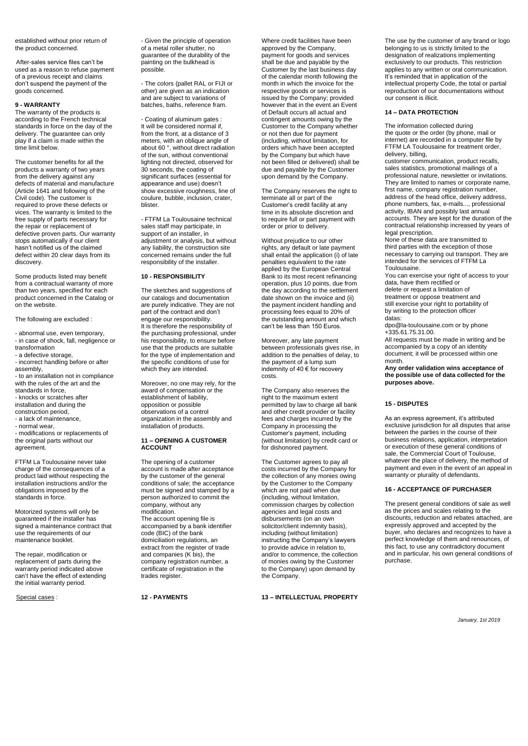established without prior return of the product concerned.

After-sales service files can't be used as a reason to refuse payment of a previous receipt and claims don't suspend the payment of the goods concerned.

**9 - WARRANTY**

The warranty of the products is according to the French technical standards in force on the day of the delivery. The guarantee can only play if a claim is made within the time limit below.

The customer benefits for all the products a warranty of two years from the delivery against any defects of material and manufacture (Article 1641 and following of the Civil code). The customer is required to prove these defects or vices. The warranty is limited to the free supply of parts necessary for the repair or replacement of defective proven parts. Our warranty stops automatically if our client hasn't notified us of the claimed defect within 20 clear days from its discovery.

Some products listed may benefit from a contractual warranty of more than two years, specified for each product concerned in the Catalog or on the website.

The following are excluded :

- abnormal use, even temporary,
- in case of shock, fall, negligence or transformation
- a defective storage,
- incorrect handling before or after assembly,
- to an installation not in compliance with the rules of the art and the standards in force,
- knocks or scratches after installation and during the construction period,
- a lack of maintenance,
- normal wear,
- modifications or replacements of the original parts without our agreement.

FTFM La Toulousaine never take charge of the consequences of a product laid without respecting the installation instructions and/or the obligations imposed by the standards in force.

Motorized systems will only be guaranteed if the installer has signed a maintenance contract that use the requirements of our maintenance booklet.

The repair, modification or replacement of parts during the warranty period indicated above can't have the effect of extending the initial warranty period.

Special cases :

- Given the principle of operation of a metal roller shutter, no guarantee of the durability of the painting on the bulkhead is possible.

- The colors (pallet RAL or FIJI or other) are given as an indication and are subject to variations of batches, baths, reference fram.

- Coating of aluminum gates : It will be considered normal if, from the front, at a distance of 3 meters, with an oblique angle of about 60 °, without direct radiation of the sun, without conventional lighting not directed, observed for 30 seconds, the coating of significant surfaces (essential for appearance and use) doesn't show excessive roughness, line of coulure, bubble, inclusion, crater, blister.

- FTFM La Toulousaine technical sales staff may participate, in support of an installer, in adjustment or analysis, but without any liability, the construction site concerned remains under the full responsibility of the installer.

**10 - RESPONSIBILITY**

The sketches and suggestions of our catalogs and documentation are purely indicative. They are not part of the contract and don't engage our responsibility.
It is therefore the responsibility of the purchasing professional, under his responsibility, to ensure before use that the products are suitable for the type of implementation and the specific conditions of use for which they are intended.

Moreover, no one may rely, for the award of compensation or the establishment of liability, opposition or possible observations of a control organization in the assembly and installation of products.

**11 – OPENING A CUSTOMER ACCOUNT**

The opening of a customer account is made after acceptance by the customer of the general conditions of sale; the acceptance must be signed and stamped by a person authorized to commit the company, without any modification.
The account opening file is accompanied by a bank identifier code (BIC) of the bank domiciliation regulations, an extract from the register of trade and companies (K bis), the company registration number, a certificate of registration in the trades register.

**12 - PAYMENTS**

Where credit facilities have been approved by the Company, payment for goods and services shall be due and payable by the Customer by the last business day of the calendar month following the month in which the invoice for the respective goods or services is issued by the Company; provided however that in the event an Event of Default occurs all actual and contingent amounts owing by the Customer to the Company whether or not then due for payment (including, without limitation, for orders which have been accepted by the Company but which have not been filled or delivered) shall be due and payable by the Customer upon demand by the Company.

The Company reserves the right to terminate all or part of the Customer's credit facility at any time in its absolute discretion and to require full or part payment with order or prior to delivery.

Without prejudice to our other rights, any default or late payment shall entail the application (i) of late penalties equivalent to the rate applied by the European Central Bank to its most recent refinancing operation, plus 10 points, due from the day according to the settlement date shown on the invoice and (ii) the payment incident handling and processing fees equal to 20% of the outstanding amount and which can't be less than 150 Euros.

Moreover, any late payment between professionals gives rise, in addition to the penalties of delay, to the payment of a lump sum indemnity of 40 € for recovery costs.

The Company also reserves the right to the maximum extent permitted by law to charge all bank and other credit provider or facility fees and charges incurred by the Company in processing the Customer's payment, including (without limitation) by credit card or for dishonored payment.

The Customer agrees to pay all costs incurred by the Company for the collection of any monies owing by the Customer to the Company which are not paid when due (including, without limitation, commission charges by collection agencies and legal costs and disbursements (on an own solicitor/client indemnity basis), including (without limitation) instructing the Company's lawyers to provide advice in relation to, and/or to commence, the collection of monies owing by the Customer to the Company) upon demand by the Company.

**13 – INTELLECTUAL PROPERTY**

The use by the customer of any brand or logo belonging to us is strictly limited to the designation of realizations implementing exclusively to our products. This restriction applies to any written or oral communication. It's reminded that in application of the intellectual property Code, the total or partial reproduction of our documentations without our consent is illicit.

**14 – DATA PROTECTION**

The information collected during the quote or the order (by phone, mail or internet) are recorded in a computer file by FTFM LA Toulousaine for treatment order, delivery, billing, customer communication, product recalls, sales statistics, promotional mailings of a professional nature, newsletter or invitations. They are limited to names or corporate name, first name, company registration number, address of the head office, delivery address, phone numbers, fax, e-mails..., professional activity, IBAN and possibly last annual accounts. They are kept for the duration of the contractual relationship increased by years of legal prescription.
None of these data are transmitted to third parties with the exception of those necessary to carrying out transport. They are intended for the services of FTFM La Toulousaine.
You can exercise your right of access to your data, have them rectified or delete or request a limitation of treatment or oppose treatment and still exercise your right to portability of by writing to the protection officer datas:
dpo@la-toulousaine.com or by phone +335.61.75.31.00.
All requests must be made in writing and be accompanied by a copy of an identity document; it will be processed within one month.
**Any order validation wins acceptance of the possible use of data collected for the purposes above.**

**15 - DISPUTES**

As an express agreement, it's attributed exclusive jurisdiction for all disputes that arise between the parties in the course of their business relations, application, interpretation or execution of these general conditions of sale, the Commercial Court of Toulouse, whatever the place of delivery, the method of payment and even in the event of an appeal in warranty or plurality of defendants.

**16 - ACCEPTANCE OF PURCHASER**

The present general conditions of sale as well as the prices and scales relating to the discounts, reduction and rebates attached, are expressly approved and accepted by the buyer, who declares and recognizes to have a perfect knowledge of them and renounces, of this fact, to use any contradictory document and in particular, his own general conditions of purchase.

*January, 1st 2019*